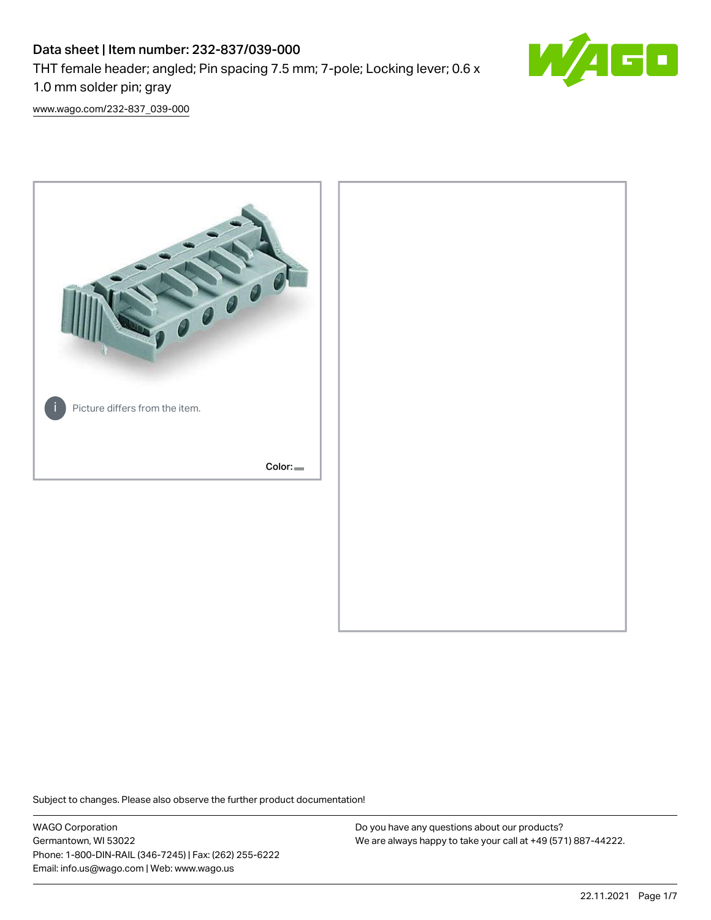# Data sheet | Item number: 232-837/039-000

THT female header; angled; Pin spacing 7.5 mm; 7-pole; Locking lever; 0.6 x 1.0 mm solder pin; gray

www.wago.com/232-837_039-000

Picture differs from the item.

Color:

Subject to changes. Please also observe the further product documentation!

WAGO Corporation
Germantown, WI 53022
Phone: 1-800-DIN-RAIL (346-7245) | Fax: (262) 255-6222
Email: info.us@wago.com | Web: www.wago.us

Do you have any questions about our products?
We are always happy to take your call at +49 (571) 887-44222.

22.11.2021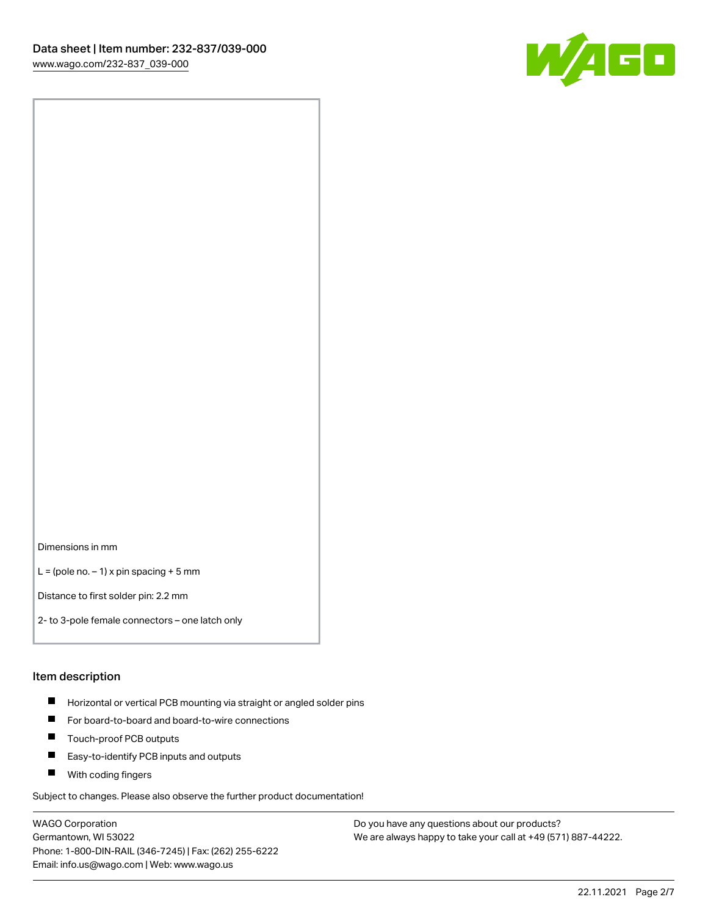Dimensions in mm

L = (pole no. – 1) x pin spacing + 5 mm

Distance to first solder pin: 2.2 mm

2- to 3-pole female connectors – one latch only

## Item description

- Horizontal or vertical PCB mounting via straight or angled solder pins
- For board-to-board and board-to-wire connections
- Touch-proof PCB outputs
- Easy-to-identify PCB inputs and outputs
- With coding fingers

Subject to changes. Please also observe the further product documentation!

WAGO Corporation
Germantown, WI 53022
Phone: 1-800-DIN-RAIL (346-7245) | Fax: (262) 255-6222
Email: info.us@wago.com | Web: www.wago.us

Do you have any questions about our products?
We are always happy to take your call at +49 (571) 887-44222.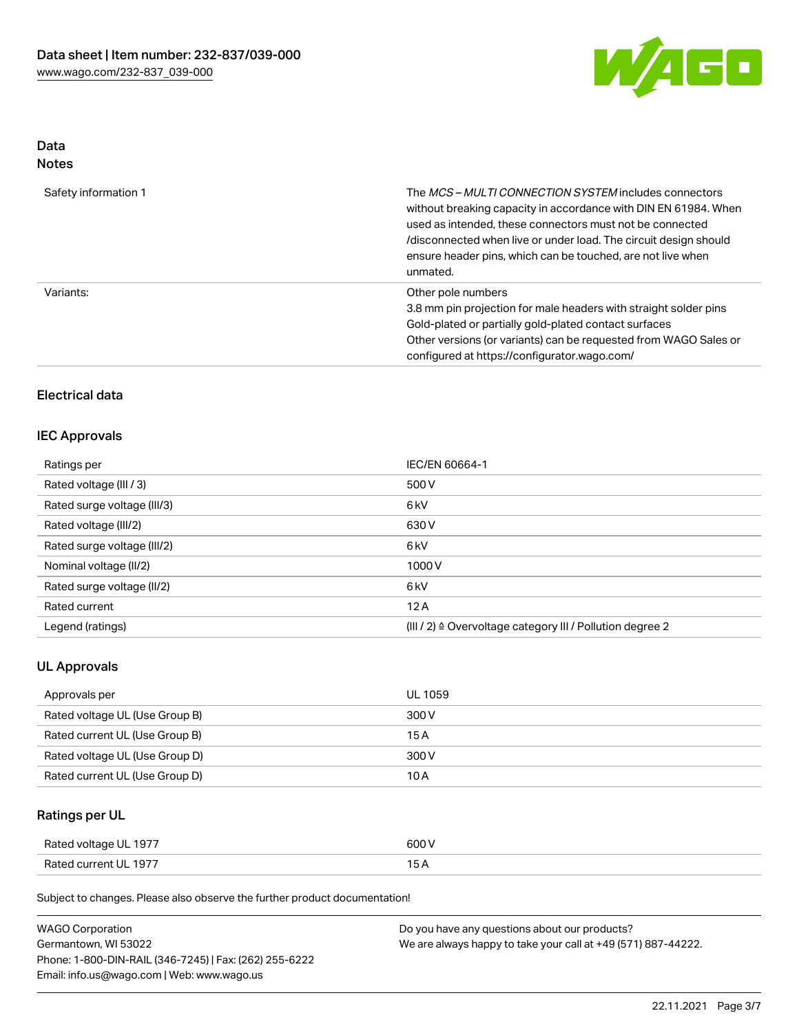## Data
### Notes

| | |
|---|---|
| Safety information 1 | The *MCS – MULTI CONNECTION SYSTEM* includes connectors without breaking capacity in accordance with DIN EN 61984. When used as intended, these connectors must not be connected /disconnected when live or under load. The circuit design should ensure header pins, which can be touched, are not live when unmated. |
| Variants: | Other pole numbers<br>3.8 mm pin projection for male headers with straight solder pins<br>Gold-plated or partially gold-plated contact surfaces<br>Other versions (or variants) can be requested from WAGO Sales or configured at https://configurator.wago.com/ |

## Electrical data

### IEC Approvals

| | |
|---|---|
| Ratings per | IEC/EN 60664-1 |
| Rated voltage (III / 3) | 500 V |
| Rated surge voltage (III/3) | 6 kV |
| Rated voltage (III/2) | 630 V |
| Rated surge voltage (III/2) | 6 kV |
| Nominal voltage (II/2) | 1000 V |
| Rated surge voltage (II/2) | 6 kV |
| Rated current | 12 A |
| Legend (ratings) | (III / 2) ≙ Overvoltage category III / Pollution degree 2 |

### UL Approvals

| | |
|---|---|
| Approvals per | UL 1059 |
| Rated voltage UL (Use Group B) | 300 V |
| Rated current UL (Use Group B) | 15 A |
| Rated voltage UL (Use Group D) | 300 V |
| Rated current UL (Use Group D) | 10 A |

### Ratings per UL

| | |
|---|---|
| Rated voltage UL 1977 | 600 V |
| Rated current UL 1977 | 15 A |

Subject to changes. Please also observe the further product documentation!

WAGO Corporation
Germantown, WI 53022
Phone: 1-800-DIN-RAIL (346-7245) | Fax: (262) 255-6222
Email: info.us@wago.com | Web: www.wago.us

Do you have any questions about our products?
We are always happy to take your call at +49 (571) 887-44222.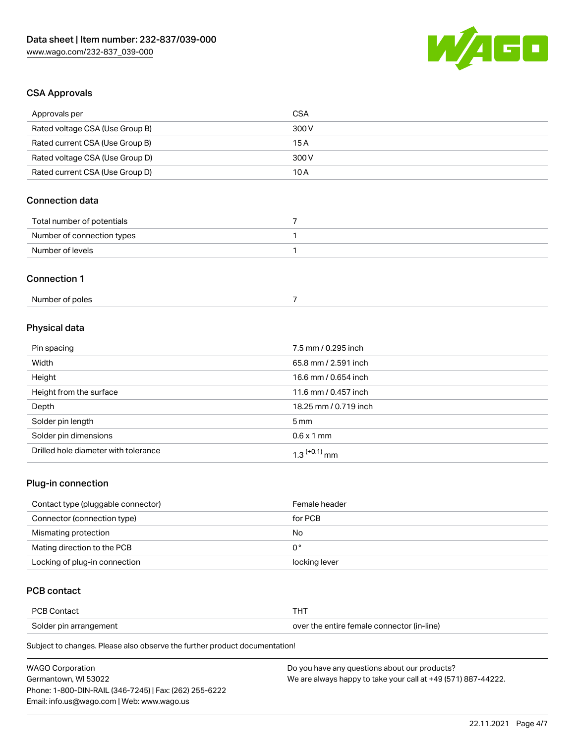## CSA Approvals

| | |
|---|---|
| Approvals per | CSA |
| Rated voltage CSA (Use Group B) | 300 V |
| Rated current CSA (Use Group B) | 15 A |
| Rated voltage CSA (Use Group D) | 300 V |
| Rated current CSA (Use Group D) | 10 A |

## Connection data

| | |
|---|---|
| Total number of potentials | 7 |
| Number of connection types | 1 |
| Number of levels | 1 |

## Connection 1

| | |
|---|---|
| Number of poles | 7 |

## Physical data

| | |
|---|---|
| Pin spacing | 7.5 mm / 0.295 inch |
| Width | 65.8 mm / 2.591 inch |
| Height | 16.6 mm / 0.654 inch |
| Height from the surface | 11.6 mm / 0.457 inch |
| Depth | 18.25 mm / 0.719 inch |
| Solder pin length | 5 mm |
| Solder pin dimensions | 0.6 x 1 mm |
| Drilled hole diameter with tolerance | $1.3^{(+0.1)}$ mm |

## Plug-in connection

| | |
|---|---|
| Contact type (pluggable connector) | Female header |
| Connector (connection type) | for PCB |
| Mismatching protection | No |
| Mating direction to the PCB | 0 ° |
| Locking of plug-in connection | locking lever |

## PCB contact

| | |
|---|---|
| PCB Contact | THT |
| Solder pin arrangement | over the entire female connector (in-line) |

Subject to changes. Please also observe the further product documentation!

WAGO Corporation
Germantown, WI 53022
Phone: 1-800-DIN-RAIL (346-7245) | Fax: (262) 255-6222
Email: info.us@wago.com | Web: www.wago.us

Do you have any questions about our products?
We are always happy to take your call at +49 (571) 887-44222.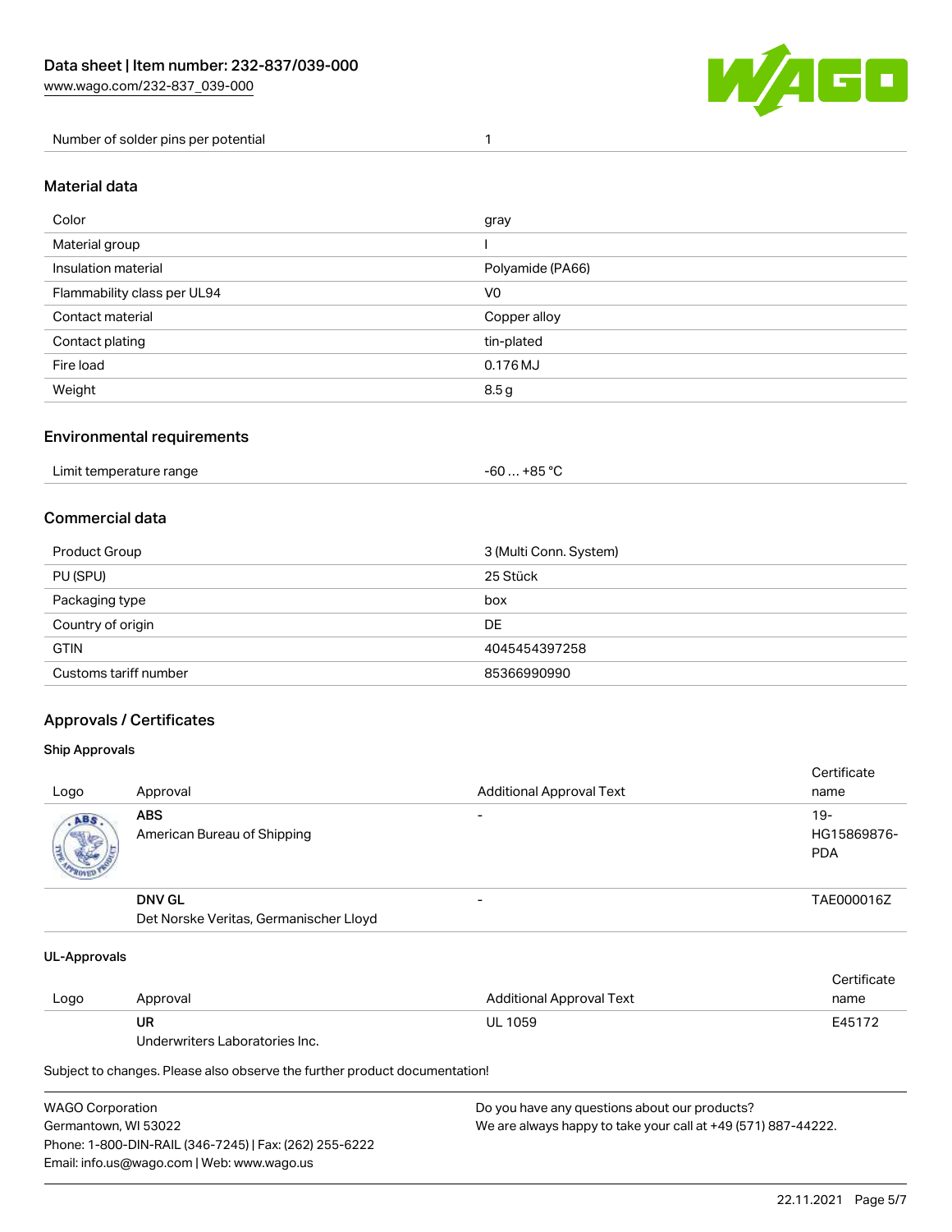| Number of solder pins per potential | 1 |
| --- | --- |

## Material data

| Color | gray |
| --- | --- |
| Material group | I |
| Insulation material | Polyamide (PA66) |
| Flammability class per UL94 | V0 |
| Contact material | Copper alloy |
| Contact plating | tin-plated |
| Fire load | 0.176 MJ |
| Weight | 8.5 g |

## Environmental requirements

| Limit temperature range | -60 … +85 °C |
| --- | --- |

## Commercial data

| Product Group | 3 (Multi Conn. System) |
| --- | --- |
| PU (SPU) | 25 Stück |
| Packaging type | box |
| Country of origin | DE |
| GTIN | 4045454397258 |
| Customs tariff number | 85366990990 |

## Approvals / Certificates

### Ship Approvals

| Logo | Approval | Additional Approval Text | Certificate name |
| --- | --- | --- | --- |
| | **ABS** American Bureau of Shipping | - | 19-HG15869876-PDA |
| | **DNV GL** Det Norske Veritas, Germanischer Lloyd | - | TAE000016Z |

### UL-Approvals

| Logo | Approval | Additional Approval Text | Certificate name |
| --- | --- | --- | --- |
| | **UR** Underwriters Laboratories Inc. | UL 1059 | E45172 |

Subject to changes. Please also observe the further product documentation!

WAGO Corporation
Germantown, WI 53022
Phone: 1-800-DIN-RAIL (346-7245) | Fax: (262) 255-6222
Email: info.us@wago.com | Web: www.wago.us

Do you have any questions about our products?
We are always happy to take your call at +49 (571) 887-44222.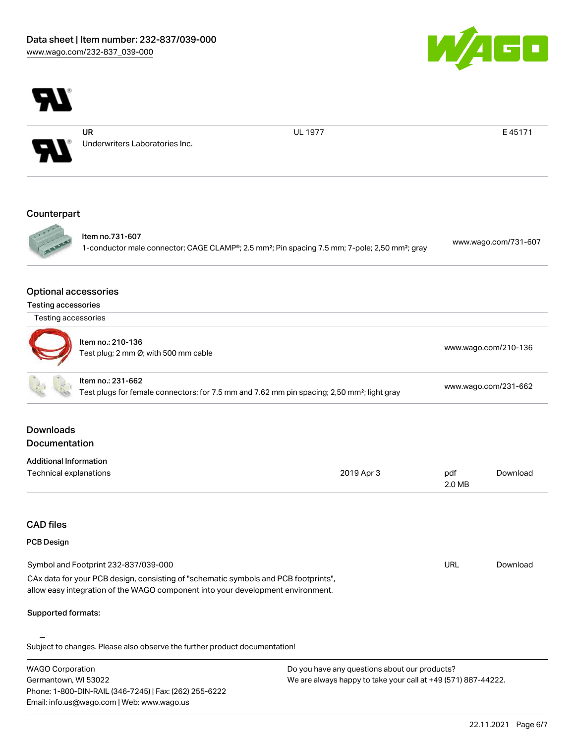| | | | |
|---|---|---|---|
| | UR<br>Underwriters Laboratories Inc. | UL 1977 | E 45171 |

## Counterpart

| | |
|---|---|
| Item no.731-607<br>1-conductor male connector; CAGE CLAMP®; 2.5 mm²; Pin spacing 7.5 mm; 7-pole; 2,50 mm²; gray | www.wago.com/731-607 |

## Optional accessories

### Testing accessories

| Testing accessories | |
|---|---|
| Item no.: 210-136<br>Test plug; 2 mm Ø; with 500 mm cable | www.wago.com/210-136 |
| Item no.: 231-662<br>Test plugs for female connectors; for 7.5 mm and 7.62 mm pin spacing; 2,50 mm²; light gray | www.wago.com/231-662 |

## Downloads

## Documentation

### Additional Information

| | | | |
|---|---|---|---|
| Technical explanations | 2019 Apr 3 | pdf<br>2.0 MB | Download |

## CAD files

### PCB Design

| | | |
|---|---|---|
| Symbol and Footprint 232-837/039-000 | URL | Download |

CAx data for your PCB design, consisting of "schematic symbols and PCB footprints", allow easy integration of the WAGO component into your development environment.

**Supported formats:**

Subject to changes. Please also observe the further product documentation!

WAGO Corporation
Germantown, WI 53022
Phone: 1-800-DIN-RAIL (346-7245) | Fax: (262) 255-6222
Email: info.us@wago.com | Web: www.wago.us

Do you have any questions about our products?
We are always happy to take your call at +49 (571) 887-44222.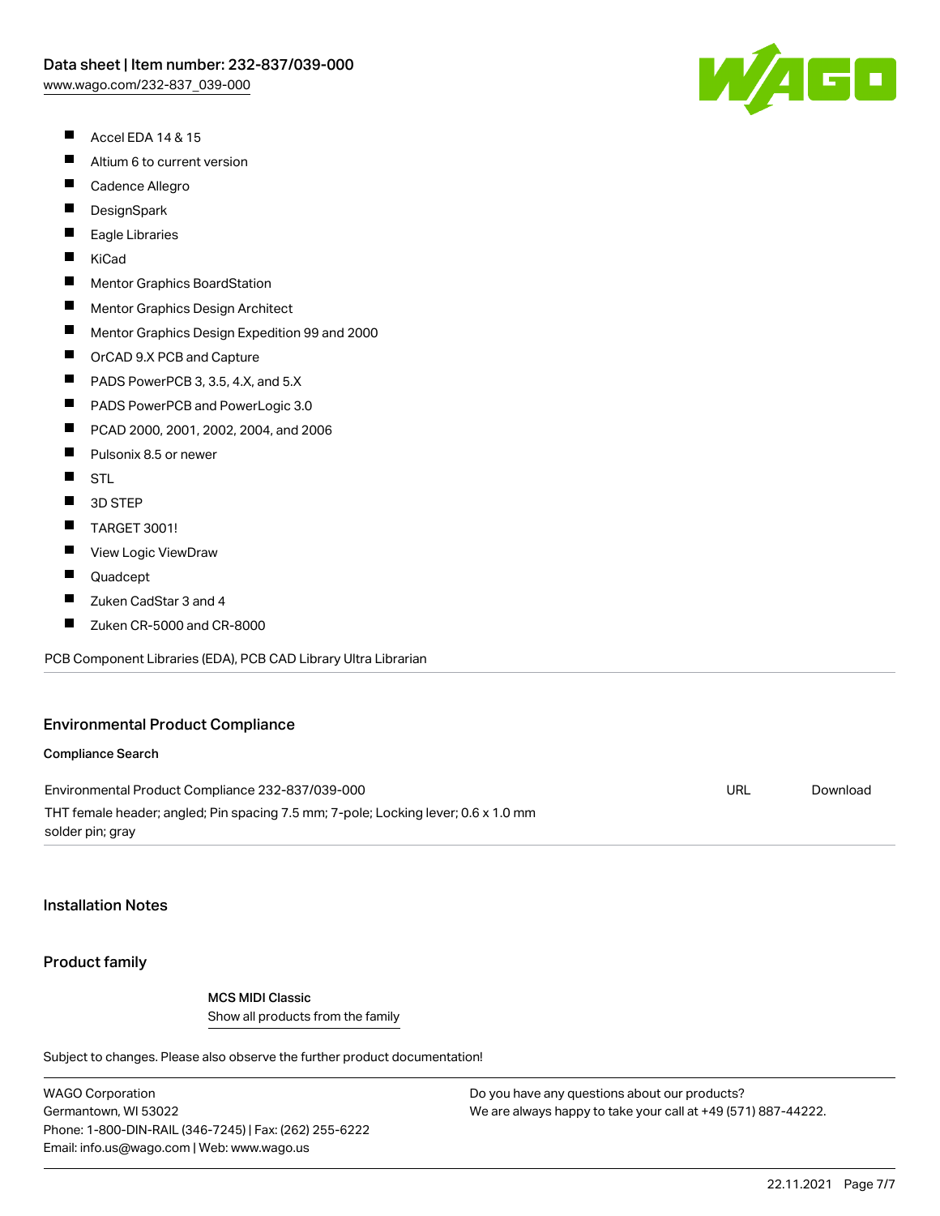- Accel EDA 14 & 15
- Altium 6 to current version
- Cadence Allegro
- DesignSpark
- Eagle Libraries
- KiCad
- Mentor Graphics BoardStation
- Mentor Graphics Design Architect
- Mentor Graphics Design Expedition 99 and 2000
- OrCAD 9.X PCB and Capture
- PADS PowerPCB 3, 3.5, 4.X, and 5.X
- PADS PowerPCB and PowerLogic 3.0
- PCAD 2000, 2001, 2002, 2004, and 2006
- Pulsonix 8.5 or newer
- STL
- 3D STEP
- TARGET 3001!
- View Logic ViewDraw
- Quadcept
- Zuken CadStar 3 and 4
- Zuken CR-5000 and CR-8000

PCB Component Libraries (EDA), PCB CAD Library Ultra Librarian

## Environmental Product Compliance

### Compliance Search

| | | |
|---|---|---|
| Environmental Product Compliance 232-837/039-000<br>THT female header; angled; Pin spacing 7.5 mm; 7-pole; Locking lever; 0.6 x 1.0 mm solder pin; gray | URL | Download |

## Installation Notes

## Product family

**MCS MIDI Classic**
Show all products from the family

Subject to changes. Please also observe the further product documentation!

WAGO Corporation
Germantown, WI 53022
Phone: 1-800-DIN-RAIL (346-7245) | Fax: (262) 255-6222
Email: info.us@wago.com | Web: www.wago.us

Do you have any questions about our products?
We are always happy to take your call at +49 (571) 887-44222.